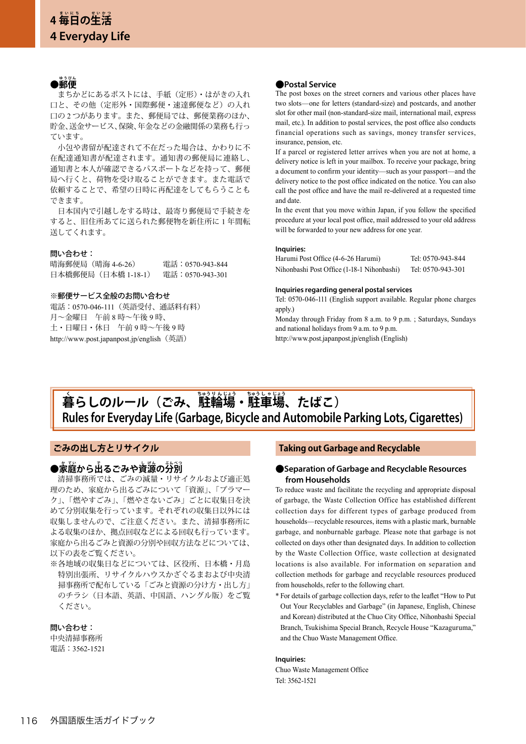# 4 毎日の生活
# 4 Everyday Life

### ●郵便

まちかどにあるポストには、手紙（定形）・はがきの入れ口と、その他（定形外・国際郵便・速達郵便など）の入れ口の2つがあります。また、郵便局では、郵便業務のほか、貯金、送金サービス、保険、年金などの金融関係の業務も行っています。

小包や書留が配達されて不在だった場合は、かわりに不在配達通知書が配達されます。通知書の郵便局に連絡し、通知書と本人が確認できるパスポートなどを持って、郵便局へ行くと、荷物を受け取ることができます。また電話で依頼することで、希望の日時に再配達をしてもらうこともできます。

日本国内で引越しをする時は、最寄り郵便局で手続きをすると、旧住所あてに送られた郵便物を新住所に1年間転送してくれます。

**問い合わせ：**

| | |
|---|---|
| 晴海郵便局（晴海 4-6-26） | 電話：0570-943-844 |
| 日本橋郵便局（日本橋 1-18-1） | 電話：0570-943-301 |

**※郵便サービス全般のお問い合わせ**

電話：0570-046-111（英語受付、通話料有料）
月～金曜日　午前8時～午後9時、
土・日曜日・休日　午前9時～午後9時
http://www.post.japanpost.jp/english（英語）

### ●Postal Service

The post boxes on the street corners and various other places have two slots—one for letters (standard-size) and postcards, and another slot for other mail (non-standard-size mail, international mail, express mail, etc.). In addition to postal services, the post office also conducts financial operations such as savings, money transfer services, insurance, pension, etc.

If a parcel or registered letter arrives when you are not at home, a delivery notice is left in your mailbox. To receive your package, bring a document to confirm your identity—such as your passport—and the delivery notice to the post office indicated on the notice. You can also call the post office and have the mail re-delivered at a requested time and date.

In the event that you move within Japan, if you follow the specified procedure at your local post office, mail addressed to your old address will be forwarded to your new address for one year.

**Inquiries:**

| | |
|---|---|
| Harumi Post Office (4-6-26 Harumi) | Tel: 0570-943-844 |
| Nihonbashi Post Office (1-18-1 Nihonbashi) | Tel: 0570-943-301 |

**Inquiries regarding general postal services**

Tel: 0570-046-111 (English support available. Regular phone charges apply.)
Monday through Friday from 8 a.m. to 9 p.m. ; Saturdays, Sundays and national holidays from 9 a.m. to 9 p.m.
http://www.post.japanpost.jp/english (English)

## 暮らしのルール（ごみ、駐輪場・駐車場、たばこ）
## Rules for Everyday Life (Garbage, Bicycle and Automobile Parking Lots, Cigarettes)

### ごみの出し方とリサイクル

#### ●家庭から出るごみや資源の分別

清掃事務所では、ごみの減量・リサイクルおよび適正処理のため、家庭から出るごみについて「資源」、「プラマーク」、「燃やすごみ」、「燃やさないごみ」ごとに収集日を決めて分別収集を行っています。それぞれの収集日以外には収集しませんので、ご注意ください。また、清掃事務所による収集のほか、拠点回収などによる回収も行っています。家庭から出るごみと資源の分別や回収方法などについては、以下の表をご覧ください。

※各地域の収集日などについては、区役所、日本橋・月島特別出張所、リサイクルハウスかざぐるまおよび中央清掃事務所で配布している「ごみと資源の分け方・出し方」のチラシ（日本語、英語、中国語、ハングル版）をご覧ください。

**問い合わせ：**
中央清掃事務所
電話：3562-1521

### Taking out Garbage and Recyclable

#### ●Separation of Garbage and Recyclable Resources from Households

To reduce waste and facilitate the recycling and appropriate disposal of garbage, the Waste Collection Office has established different collection days for different types of garbage produced from households—recyclable resources, items with a plastic mark, burnable garbage, and nonburnable garbage. Please note that garbage is not collected on days other than designated days. In addition to collection by the Waste Collection Office, waste collection at designated locations is also available. For information on separation and collection methods for garbage and recyclable resources produced from households, refer to the following chart.

* For details of garbage collection days, refer to the leaflet "How to Put Out Your Recyclables and Garbage" (in Japanese, English, Chinese and Korean) distributed at the Chuo City Office, Nihonbashi Special Branch, Tsukishima Special Branch, Recycle House "Kazaguruma," and the Chuo Waste Management Office.

**Inquiries:**
Chuo Waste Management Office
Tel: 3562-1521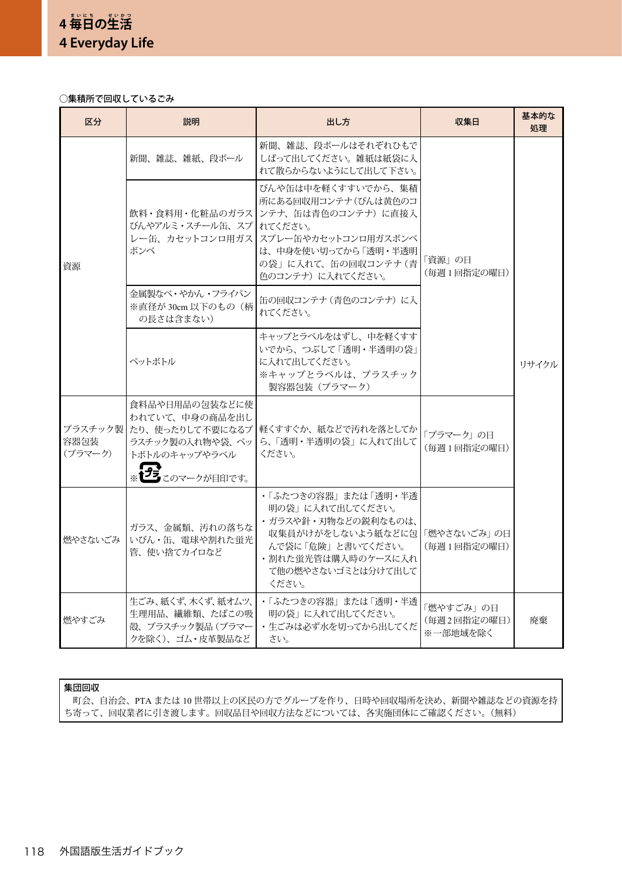# 4 毎日の生活
## 4 Everyday Life

○集積所で回収しているごみ

| 区分 | 説明 | 出し方 | 収集日 | 基本的な処理 |
|---|---|---|---|---|
| 資源 | 新聞、雑誌、雑紙、段ボール | 新聞、雑誌、段ボールはそれぞれひもでしばって出してください。雑紙は紙袋に入れて散らからないようにして出して下さい。 | 「資源」の日（毎週1回指定の曜日） | リサイクル |
| | 飲料・食料用・化粧品のガラスびんやアルミ・スチール缶、スプレー缶、カセットコンロ用ガスボンベ | びんや缶は中を軽くすすいでから、集積所にある回収用コンテナ（びんは黄色のコンテナ、缶は青色のコンテナ）に直接入れてください。<br>スプレー缶やカセットコンロ用ガスボンベは、中身を使い切ってから「透明・半透明の袋」に入れて、缶の回収コンテナ（青色のコンテナ）に入れてください。 | | |
| | 金属製なべ・やかん・フライパン<br>※直径が30cm以下のもの（柄の長さは含まない） | 缶の回収コンテナ（青色のコンテナ）に入れてください。 | | |
| | ペットボトル | キャップとラベルをはずし、中を軽くすすいでから、つぶして「透明・半透明の袋」に入れて出してください。<br>※キャップとラベルは、プラスチック製容器包装（プラマーク） | | |
| プラスチック製容器包装（プラマーク） | 食料品や日用品の包装などに使われていて、中身の商品を出したり、使ったりして不要になるプラスチック製の入れ物や袋、ペットボトルのキャップやラベル<br>※プラ このマークが目印です。 | 軽くすすぐか、紙などで汚れを落としてから、「透明・半透明の袋」に入れて出してください。 | 「プラマーク」の日（毎週1回指定の曜日） | |
| 燃やさないごみ | ガラス、金属類、汚れの落ちないびん・缶、電球や割れた蛍光管、使い捨てカイロなど | ・「ふたつきの容器」または「透明・半透明の袋」に入れて出してください。<br>・ガラスや針・刃物などの鋭利なものは、収集員がけがをしないよう紙などに包んで袋に「危険」と書いてください。<br>・割れた蛍光管は購入時のケースに入れて他の燃やさないゴミとは分けて出してください。 | 「燃やさないごみ」の日（毎週1回指定の曜日） | |
| 燃やすごみ | 生ごみ、紙くず、木くず、紙オムツ、生理用品、繊維類、たばこの吸殻、プラスチック製品（プラマークを除く）、ゴム・皮革製品など | ・「ふたつきの容器」または「透明・半透明の袋」に入れて出してください。<br>・生ごみは必ず水を切ってから出してください。 | 「燃やすごみ」の日（毎週2回指定の曜日）<br>※一部地域を除く | 廃棄 |

**集団回収**

町会、自治会、PTAまたは10世帯以上の区民の方でグループを作り、日時や回収場所を決め、新聞や雑誌などの資源を持ち寄って、回収業者に引き渡します。回収品目や回収方法などについては、各実施団体にご確認ください。（無料）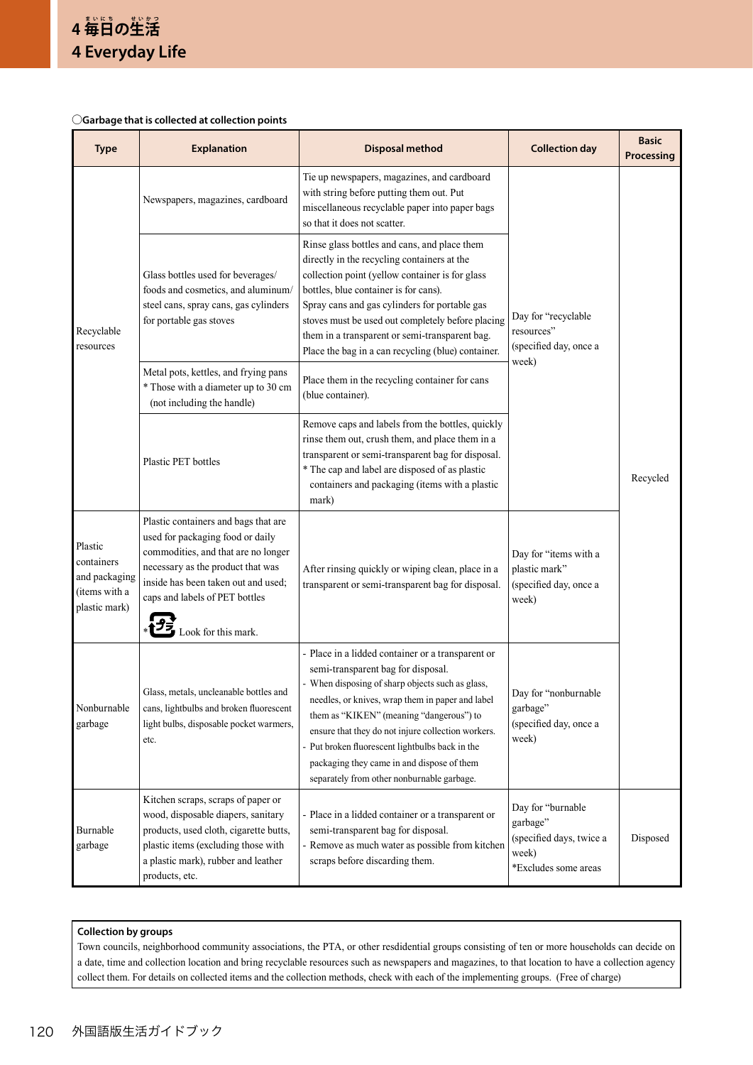# 4 毎日の生活
# 4 Everyday Life

○**Garbage that is collected at collection points**

| Type | Explanation | Disposal method | Collection day | Basic Processing |
|---|---|---|---|---|
| Recyclable resources | Newspapers, magazines, cardboard | Tie up newspapers, magazines, and cardboard with string before putting them out. Put miscellaneous recyclable paper into paper bags so that it does not scatter. | Day for "recyclable resources" (specified day, once a week) | Recycled |
| | Glass bottles used for beverages/ foods and cosmetics, and aluminum/ steel cans, spray cans, gas cylinders for portable gas stoves | Rinse glass bottles and cans, and place them directly in the recycling containers at the collection point (yellow container is for glass bottles, blue container is for cans). Spray cans and gas cylinders for portable gas stoves must be used out completely before placing them in a transparent or semi-transparent bag. Place the bag in a can recycling (blue) container. | | |
| | Metal pots, kettles, and frying pans * Those with a diameter up to 30 cm (not including the handle) | Place them in the recycling container for cans (blue container). | | |
| | Plastic PET bottles | Remove caps and labels from the bottles, quickly rinse them out, crush them, and place them in a transparent or semi-transparent bag for disposal. * The cap and label are disposed of as plastic containers and packaging (items with a plastic mark) | | |
| Plastic containers and packaging (items with a plastic mark) | Plastic containers and bags that are used for packaging food or daily commodities, and that are no longer necessary as the product that was inside has been taken out and used; caps and labels of PET bottles * Look for this mark. | After rinsing quickly or wiping clean, place in a transparent or semi-transparent bag for disposal. | Day for "items with a plastic mark" (specified day, once a week) | |
| Nonburnable garbage | Glass, metals, uncleanable bottles and cans, lightbulbs and broken fluorescent light bulbs, disposable pocket warmers, etc. | - Place in a lidded container or a transparent or semi-transparent bag for disposal. - When disposing of sharp objects such as glass, needles, or knives, wrap them in paper and label them as "KIKEN" (meaning "dangerous") to ensure that they do not injure collection workers. - Put broken fluorescent lightbulbs back in the packaging they came in and dispose of them separately from other nonburnable garbage. | Day for "nonburnable garbage" (specified day, once a week) | |
| Burnable garbage | Kitchen scraps, scraps of paper or wood, disposable diapers, sanitary products, used cloth, cigarette butts, plastic items (excluding those with a plastic mark), rubber and leather products, etc. | - Place in a lidded container or a transparent or semi-transparent bag for disposal. - Remove as much water as possible from kitchen scraps before discarding them. | Day for "burnable garbage" (specified days, twice a week) *Excludes some areas | Disposed |

**Collection by groups**

Town councils, neighborhood community associations, the PTA, or other resdidential groups consisting of ten or more households can decide on a date, time and collection location and bring recyclable resources such as newspapers and magazines, to that location to have a collection agency collect them. For details on collected items and the collection methods, check with each of the implementing groups. (Free of charge)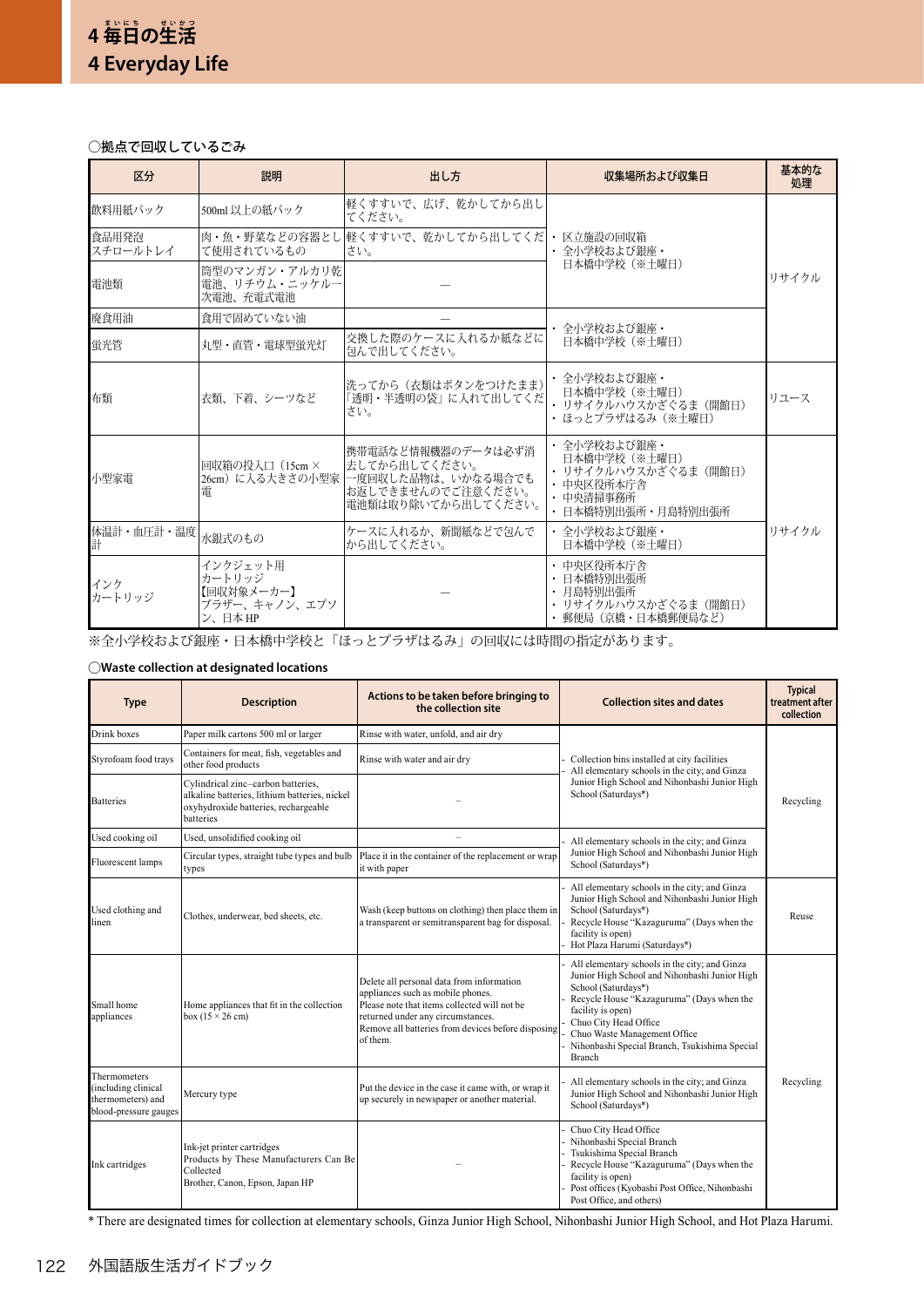# 4 毎日の生活
# 4 Everyday Life

○拠点で回収しているごみ

| 区分 | 説明 | 出し方 | 収集場所および収集日 | 基本的な処理 |
|---|---|---|---|---|
| 飲料用紙パック | 500ml 以上の紙パック | 軽くすすいで、広げ、乾かしてから出してください。 | ・区立施設の回収箱<br>・全小学校および銀座・日本橋中学校（※土曜日） | リサイクル |
| 食品用発泡スチロールトレイ | 肉・魚・野菜などの容器として使用されているもの | 軽くすすいで、乾かしてから出してください。 | | |
| 電池類 | 筒型のマンガン・アルカリ乾電池、リチウム・ニッケル一次電池、充電式電池 | ― | | |
| 廃食用油 | 食用で固めていない油 | ― | ・全小学校および銀座・日本橋中学校（※土曜日） | |
| 蛍光管 | 丸型・直管・電球型蛍光灯 | 交換した際のケースに入れるか紙などに包んで出してください。 | | |
| 布類 | 衣類、下着、シーツなど | 洗ってから（衣類はボタンをつけたまま）「透明・半透明の袋」に入れて出してください。 | ・全小学校および銀座・日本橋中学校（※土曜日）<br>・リサイクルハウスかざぐるま（開館日）<br>・ほっとプラザはるみ（※土曜日） | リユース |
| 小型家電 | 回収箱の投入口（15cm × 26cm）に入る大きさの小型家電 | 携帯電話など情報機器のデータは必ず消去してから出してください。<br>一度回収した品物は、いかなる場合でもお返しできませんのでご注意ください。<br>電池類は取り除いてから出してください。 | ・全小学校および銀座・日本橋中学校（※土曜日）<br>・リサイクルハウスかざぐるま（開館日）<br>・中央区役所本庁舎<br>・中央清掃事務所<br>・日本橋特別出張所・月島特別出張所 | リサイクル |
| 体温計・血圧計・温度計 | 水銀式のもの | ケースに入れるか、新聞紙などで包んでから出してください。 | ・全小学校および銀座・日本橋中学校（※土曜日） | |
| インク カートリッジ | インクジェット用カートリッジ<br>【回収対象メーカー】<br>ブラザー、キャノン、エプソン、日本HP | ― | ・中央区役所本庁舎<br>・日本橋特別出張所<br>・月島特別出張所<br>・リサイクルハウスかざぐるま（開館日）<br>・郵便局（京橋・日本橋郵便局など） | |

※全小学校および銀座・日本橋中学校と「ほっとプラザはるみ」の回収には時間の指定があります。

○**Waste collection at designated locations**

| Type | Description | Actions to be taken before bringing to the collection site | Collection sites and dates | Typical treatment after collection |
|---|---|---|---|---|
| Drink boxes | Paper milk cartons 500 ml or larger | Rinse with water, unfold, and air dry | - Collection bins installed at city facilities<br>- All elementary schools in the city; and Ginza Junior High School and Nihonbashi Junior High School (Saturdays*) | Recycling |
| Styrofoam food trays | Containers for meat, fish, vegetables and other food products | Rinse with water and air dry | | |
| Batteries | Cylindrical zinc–carbon batteries, alkaline batteries, lithium batteries, nickel oxyhydroxide batteries, rechargeable batteries | – | | |
| Used cooking oil | Used, unsolidified cooking oil | – | - All elementary schools in the city; and Ginza Junior High School and Nihonbashi Junior High School (Saturdays*) | |
| Fluorescent lamps | Circular types, straight tube types and bulb types | Place it in the container of the replacement or wrap it with paper | | |
| Used clothing and linen | Clothes, underwear, bed sheets, etc. | Wash (keep buttons on clothing) then place them in a transparent or semitransparent bag for disposal. | - All elementary schools in the city; and Ginza Junior High School and Nihonbashi Junior High School (Saturdays*)<br>- Recycle House "Kazaguruma" (Days when the facility is open)<br>- Hot Plaza Harumi (Saturdays*) | Reuse |
| Small home appliances | Home appliances that fit in the collection box (15 × 26 cm) | Delete all personal data from information appliances such as mobile phones.<br>Please note that items collected will not be returned under any circumstances.<br>Remove all batteries from devices before disposing of them. | - All elementary schools in the city; and Ginza Junior High School and Nihonbashi Junior High School (Saturdays*)<br>- Recycle House "Kazaguruma" (Days when the facility is open)<br>- Chuo City Head Office<br>- Chuo Waste Management Office<br>- Nihonbashi Special Branch, Tsukishima Special Branch | Recycling |
| Thermometers (including clinical thermometers) and blood-pressure gauges | Mercury type | Put the device in the case it came with, or wrap it up securely in newspaper or another material. | - All elementary schools in the city; and Ginza Junior High School and Nihonbashi Junior High School (Saturdays*) | |
| Ink cartridges | Ink-jet printer cartridges<br>Products by These Manufacturers Can Be Collected<br>Brother, Canon, Epson, Japan HP | – | - Chuo City Head Office<br>- Nihonbashi Special Branch<br>- Tsukishima Special Branch<br>- Recycle House "Kazaguruma" (Days when the facility is open)<br>- Post offices (Kyobashi Post Office, Nihonbashi Post Office, and others) | |

* There are designated times for collection at elementary schools, Ginza Junior High School, Nihonbashi Junior High School, and Hot Plaza Harumi.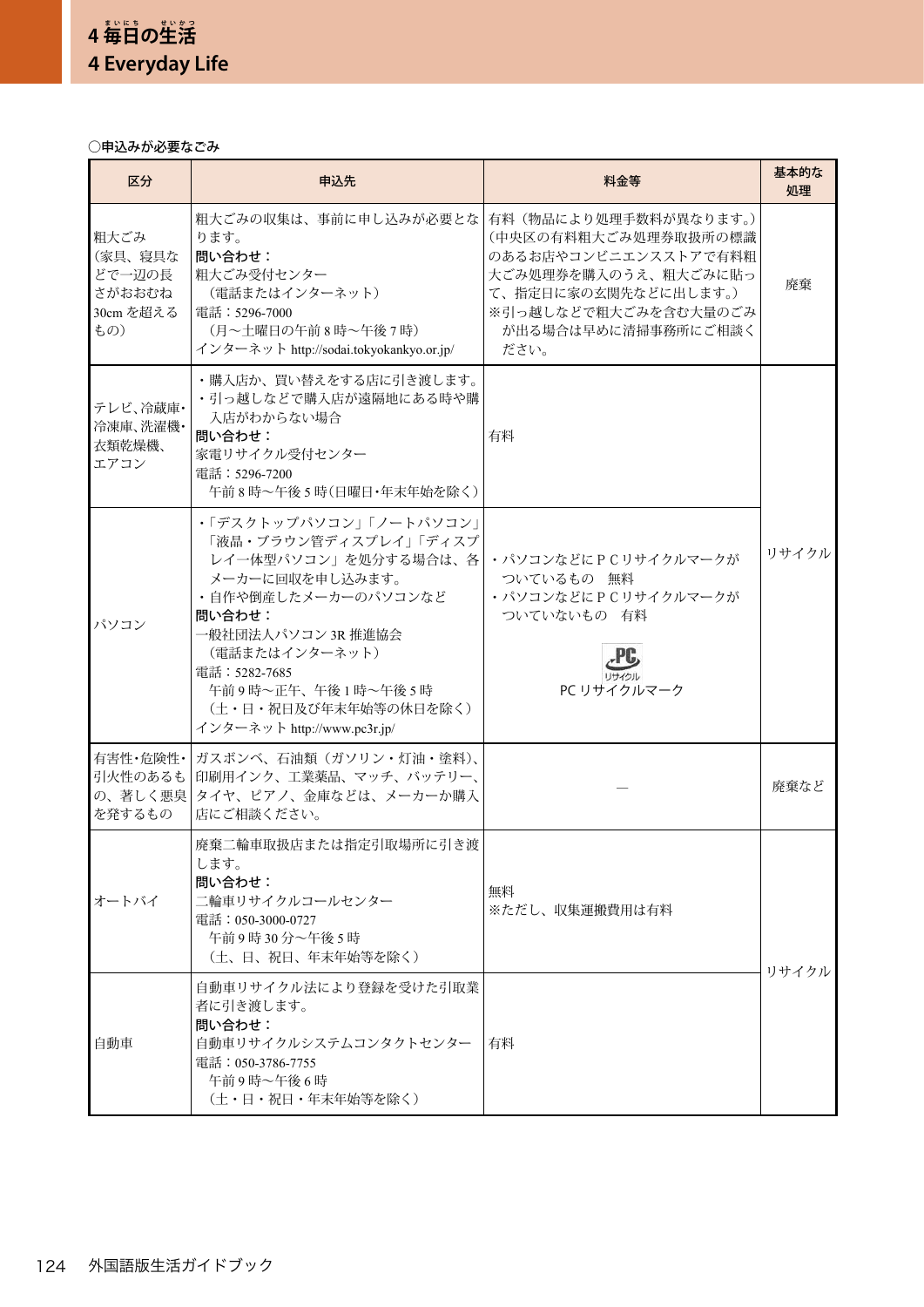○申込みが必要なごみ

| 区分 | 申込先 | 料金等 | 基本的な処理 |
|---|---|---|---|
| 粗大ごみ（家具、寝具などで一辺の長さがおおむね30cmを超えるもの） | 粗大ごみの収集は、事前に申し込みが必要となります。<br>**問い合わせ：**<br>粗大ごみ受付センター<br>（電話またはインターネット）<br>電話：5296-7000<br>（月～土曜日の午前8時～午後7時）<br>インターネット http://sodai.tokyokankyo.or.jp/ | 有料（物品により処理手数料が異なります。）（中央区の有料粗大ごみ処理券取扱所の標識のあるお店やコンビニエンスストアで有料粗大ごみ処理券を購入のうえ、粗大ごみに貼って、指定日に家の玄関先などに出します。）<br>※引っ越しなどで粗大ごみを含む大量のごみが出る場合は早めに清掃事務所にご相談ください。 | 廃棄 |
| テレビ、冷蔵庫・冷凍庫、洗濯機・衣類乾燥機、エアコン | ・購入店か、買い替えをする店に引き渡します。<br>・引っ越しなどで購入店が遠隔地にある時や購入店がわからない場合<br>**問い合わせ：**<br>家電リサイクル受付センター<br>電話：5296-7200<br>午前8時～午後5時（日曜日・年末年始を除く） | 有料 | リサイクル |
| パソコン | ・「デスクトップパソコン」「ノートパソコン」「液晶・ブラウン管ディスプレイ」「ディスプレイ一体型パソコン」を処分する場合は、各メーカーに回収を申し込みます。<br>・自作や倒産したメーカーのパソコンなど<br>**問い合わせ：**<br>一般社団法人パソコン3R推進協会<br>（電話またはインターネット）<br>電話：5282-7685<br>午前9時～正午、午後1時～午後5時<br>（土・日・祝日及び年末年始等の休日を除く）<br>インターネット http://www.pc3r.jp/ | ・パソコンなどにＰＣリサイクルマークがついているもの　無料<br>・パソコンなどにＰＣリサイクルマークがついていないもの　有料<br>PCリサイクルマーク | リサイクル |
| 有害性・危険性・引火性のあるもの、著しく悪臭を発するもの | ガスボンベ、石油類（ガソリン・灯油・塗料）、印刷用インク、工業薬品、マッチ、バッテリー、タイヤ、ピアノ、金庫などは、メーカーか購入店にご相談ください。 | — | 廃棄など |
| オートバイ | 廃棄二輪車取扱店または指定引取場所に引き渡します。<br>**問い合わせ：**<br>二輪車リサイクルコールセンター<br>電話：050-3000-0727<br>午前9時30分～午後5時<br>（土、日、祝日、年末年始等を除く） | 無料<br>※ただし、収集運搬費用は有料 | リサイクル |
| 自動車 | 自動車リサイクル法により登録を受けた引取業者に引き渡します。<br>**問い合わせ：**<br>自動車リサイクルシステムコンタクトセンター<br>電話：050-3786-7755<br>午前9時～午後6時<br>（土・日・祝日・年末年始等を除く） | 有料 | リサイクル |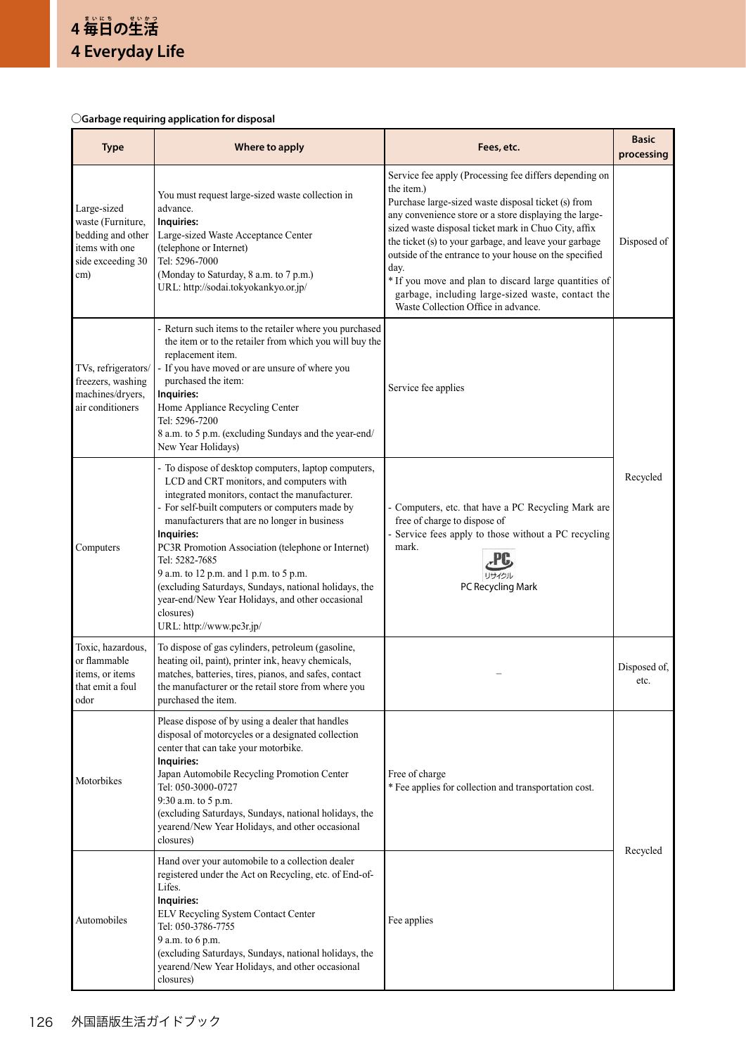○**Garbage requiring application for disposal**

| Type | Where to apply | Fees, etc. | Basic processing |
|---|---|---|---|
| Large-sized waste (Furniture, bedding and other items with one side exceeding 30 cm) | You must request large-sized waste collection in advance.<br>**Inquiries:**<br>Large-sized Waste Acceptance Center (telephone or Internet)<br>Tel: 5296-7000<br>(Monday to Saturday, 8 a.m. to 7 p.m.)<br>URL: http://sodai.tokyokankyo.or.jp/ | Service fee apply (Processing fee differs depending on the item.)<br>Purchase large-sized waste disposal ticket (s) from any convenience store or a store displaying the large-sized waste disposal ticket mark in Chuo City, affix the ticket (s) to your garbage, and leave your garbage outside of the entrance to your house on the specified day.<br>* If you move and plan to discard large quantities of garbage, including large-sized waste, contact the Waste Collection Office in advance. | Disposed of |
| TVs, refrigerators/ freezers, washing machines/dryers, air conditioners | - Return such items to the retailer where you purchased the item or to the retailer from which you will buy the replacement item.<br>- If you have moved or are unsure of where you purchased the item:<br>**Inquiries:**<br>Home Appliance Recycling Center<br>Tel: 5296-7200<br>8 a.m. to 5 p.m. (excluding Sundays and the year-end/ New Year Holidays) | Service fee applies | Recycled |
| Computers | - To dispose of desktop computers, laptop computers, LCD and CRT monitors, and computers with integrated monitors, contact the manufacturer.<br>- For self-built computers or computers made by manufacturers that are no longer in business<br>**Inquiries:**<br>PC3R Promotion Association (telephone or Internet)<br>Tel: 5282-7685<br>9 a.m. to 12 p.m. and 1 p.m. to 5 p.m.<br>(excluding Saturdays, Sundays, national holidays, the year-end/New Year Holidays, and other occasional closures)<br>URL: http://www.pc3r.jp/ | - Computers, etc. that have a PC Recycling Mark are free of charge to dispose of<br>- Service fees apply to those without a PC recycling mark.<br>PC リサイクル<br>PC Recycling Mark | Recycled |
| Toxic, hazardous, or flammable items, or items that emit a foul odor | To dispose of gas cylinders, petroleum (gasoline, heating oil, paint), printer ink, heavy chemicals, matches, batteries, tires, pianos, and safes, contact the manufacturer or the retail store from where you purchased the item. | – | Disposed of, etc. |
| Motorbikes | Please dispose of by using a dealer that handles disposal of motorcycles or a designated collection center that can take your motorbike.<br>**Inquiries:**<br>Japan Automobile Recycling Promotion Center<br>Tel: 050-3000-0727<br>9:30 a.m. to 5 p.m.<br>(excluding Saturdays, Sundays, national holidays, the yearend/New Year Holidays, and other occasional closures) | Free of charge<br>* Fee applies for collection and transportation cost. | Recycled |
| Automobiles | Hand over your automobile to a collection dealer registered under the Act on Recycling, etc. of End-of-Lifes.<br>**Inquiries:**<br>ELV Recycling System Contact Center<br>Tel: 050-3786-7755<br>9 a.m. to 6 p.m.<br>(excluding Saturdays, Sundays, national holidays, the yearend/New Year Holidays, and other occasional closures) | Fee applies | Recycled |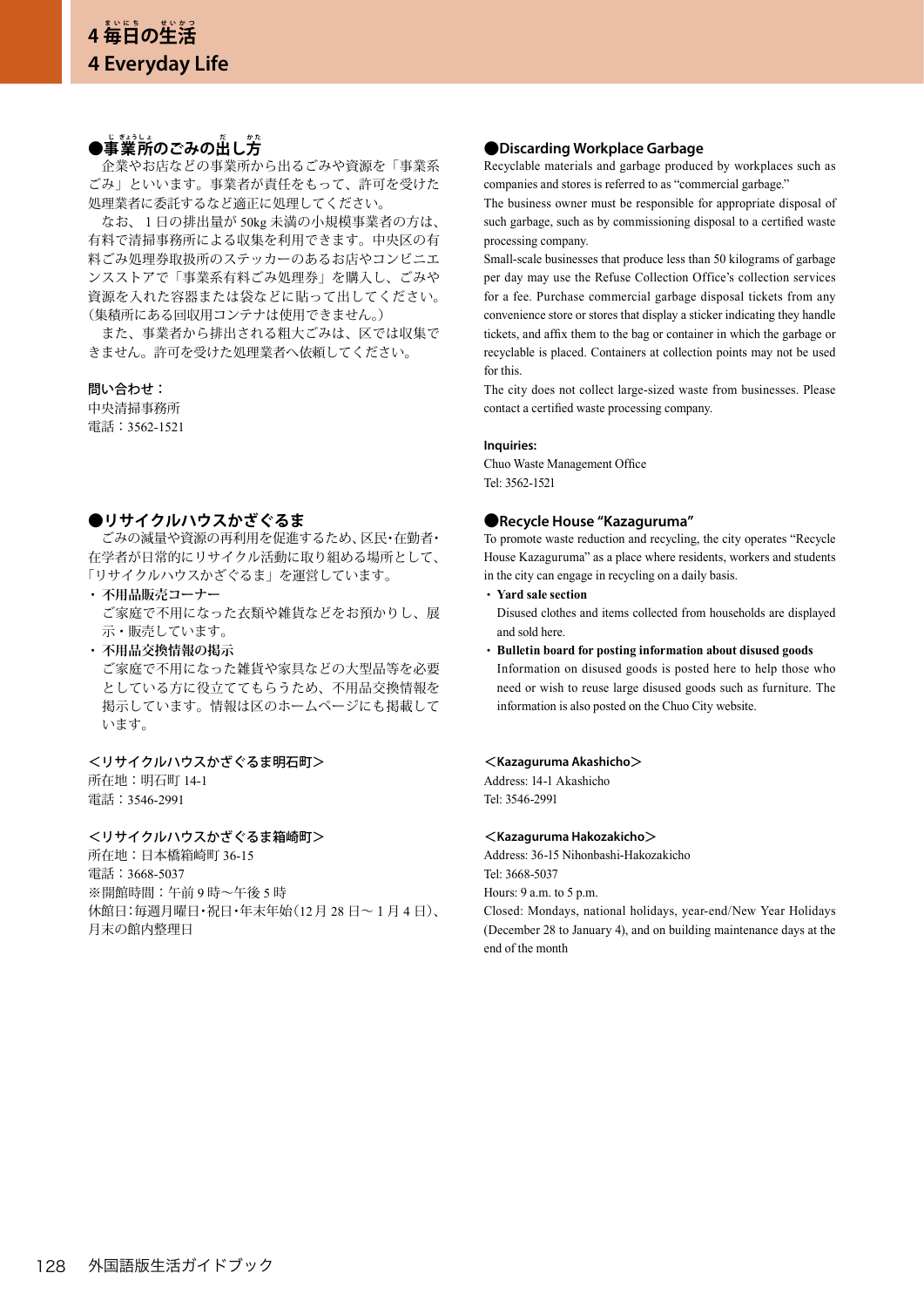# 4 毎日の生活
# 4 Everyday Life

### ●事業所のごみの出し方

企業やお店などの事業所から出るごみや資源を「事業系ごみ」といいます。事業者が責任をもって、許可を受けた処理業者に委託するなど適正に処理してください。

なお、１日の排出量が 50kg 未満の小規模事業者の方は、有料で清掃事務所による収集を利用できます。中央区の有料ごみ処理券取扱所のステッカーのあるお店やコンビニエンスストアで「事業系有料ごみ処理券」を購入し、ごみや資源を入れた容器または袋などに貼って出してください。（集積所にある回収用コンテナは使用できません。）

また、事業者から排出される粗大ごみは、区では収集できません。許可を受けた処理業者へ依頼してください。

**問い合わせ：**
中央清掃事務所
電話：3562-1521

### ●Discarding Workplace Garbage

Recyclable materials and garbage produced by workplaces such as companies and stores is referred to as "commercial garbage."

The business owner must be responsible for appropriate disposal of such garbage, such as by commissioning disposal to a certified waste processing company.

Small-scale businesses that produce less than 50 kilograms of garbage per day may use the Refuse Collection Office's collection services for a fee. Purchase commercial garbage disposal tickets from any convenience store or stores that display a sticker indicating they handle tickets, and affix them to the bag or container in which the garbage or recyclable is placed. Containers at collection points may not be used for this.

The city does not collect large-sized waste from businesses. Please contact a certified waste processing company.

**Inquiries:**
Chuo Waste Management Office
Tel: 3562-1521

### ●リサイクルハウスかざぐるま

ごみの減量や資源の再利用を促進するため、区民・在勤者・在学者が日常的にリサイクル活動に取り組める場所として、「リサイクルハウスかざぐるま」を運営しています。

- **不用品販売コーナー**
  ご家庭で不用になった衣類や雑貨などをお預かりし、展示・販売しています。
- **不用品交換情報の掲示**
  ご家庭で不用になった雑貨や家具などの大型品等を必要としている方に役立ててもらうため、不用品交換情報を掲示しています。情報は区のホームページにも掲載しています。

**＜リサイクルハウスかざぐるま明石町＞**
所在地：明石町 14-1
電話：3546-2991

**＜リサイクルハウスかざぐるま箱崎町＞**
所在地：日本橋箱崎町 36-15
電話：3668-5037
※開館時間：午前 9 時～午後 5 時
休館日：毎週月曜日・祝日・年末年始（12 月 28 日～ 1 月 4 日）、月末の館内整理日

### ●Recycle House "Kazaguruma"

To promote waste reduction and recycling, the city operates "Recycle House Kazaguruma" as a place where residents, workers and students in the city can engage in recycling on a daily basis.

- **Yard sale section**
  Disused clothes and items collected from households are displayed and sold here.
- **Bulletin board for posting information about disused goods**
  Information on disused goods is posted here to help those who need or wish to reuse large disused goods such as furniture. The information is also posted on the Chuo City website.

**＜Kazaguruma Akashicho＞**
Address: 14-1 Akashicho
Tel: 3546-2991

**＜Kazaguruma Hakozakicho＞**
Address: 36-15 Nihonbashi-Hakozakicho
Tel: 3668-5037
Hours: 9 a.m. to 5 p.m.
Closed: Mondays, national holidays, year-end/New Year Holidays (December 28 to January 4), and on building maintenance days at the end of the month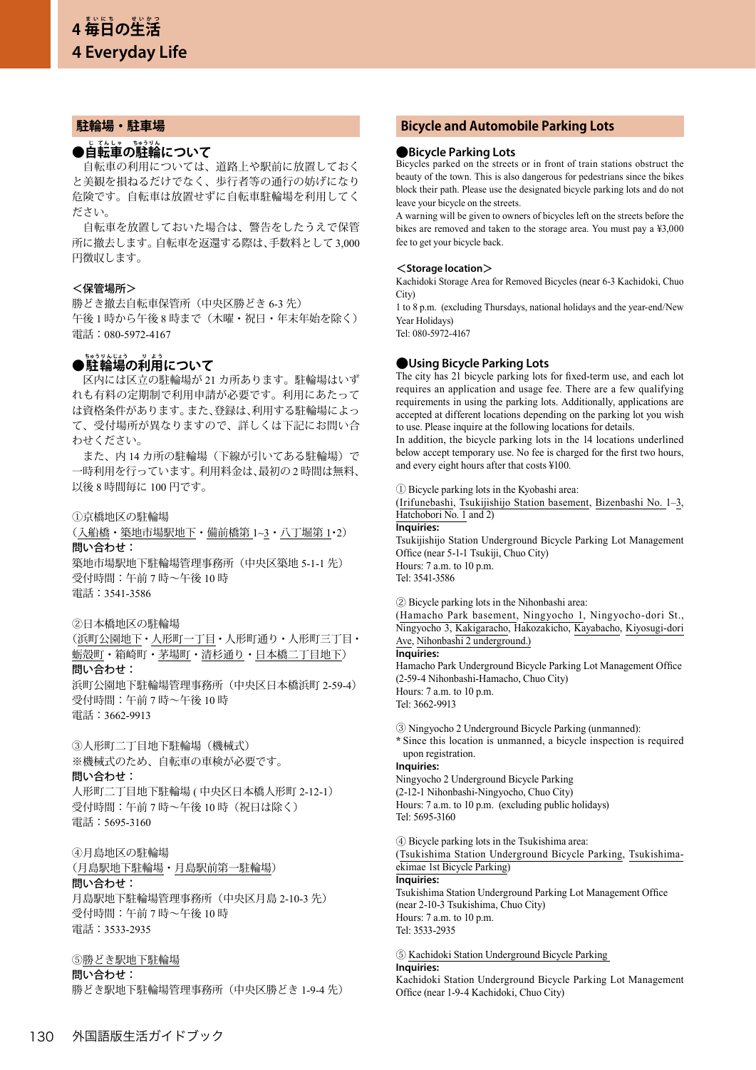# 4 毎日の生活
# 4 Everyday Life

## 駐輪場・駐車場

### ●自転車の駐輪について

自転車の利用については、道路上や駅前に放置しておくと美観を損ねるだけでなく、歩行者等の通行の妨げになり危険です。自転車は放置せずに自転車駐輪場を利用してください。

自転車を放置しておいた場合は、警告をしたうえで保管所に撤去します。自転車を返還する際は、手数料として 3,000 円徴収します。

＜保管場所＞
勝どき撤去自転車保管所（中央区勝どき 6-3 先）
午後 1 時から午後 8 時まで（木曜・祝日・年末年始を除く）
電話：080-5972-4167

### ●駐輪場の利用について

区内には区立の駐輪場が 21 カ所あります。駐輪場はいずれも有料の定期制で利用申請が必要です。利用にあたっては資格条件があります。また、登録は、利用する駐輪場によって、受付場所が異なりますので、詳しくは下記にお問い合わせください。

また、内 14 カ所の駐輪場（下線が引いてある駐輪場）で一時利用を行っています。利用料金は、最初の 2 時間は無料、以後 8 時間毎に 100 円です。

①京橋地区の駐輪場
（入船橋・築地市場駅地下・備前橋第 1~3・八丁堀第 1･2）
**問い合わせ：**
築地市場駅地下駐輪場管理事務所（中央区築地 5-1-1 先）
受付時間：午前 7 時～午後 10 時
電話：3541-3586

②日本橋地区の駐輪場
（浜町公園地下・人形町一丁目・人形町通り・人形町三丁目・蛎殻町・箱崎町・茅場町・清杉通り・日本橋二丁目地下）
**問い合わせ：**
浜町公園地下駐輪場管理事務所（中央区日本橋浜町 2-59-4）
受付時間：午前 7 時～午後 10 時
電話：3662-9913

③人形町二丁目地下駐輪場（機械式）
※機械式のため、自転車の車検が必要です。
**問い合わせ：**
人形町二丁目地下駐輪場 ( 中央区日本橋人形町 2-12-1)
受付時間：午前 7 時～午後 10 時（祝日は除く）
電話：5695-3160

④月島地区の駐輪場
（月島駅地下駐輪場・月島駅前第一駐輪場）
**問い合わせ：**
月島駅地下駐輪場管理事務所（中央区月島 2-10-3 先）
受付時間：午前 7 時～午後 10 時
電話：3533-2935

⑤勝どき駅地下駐輪場
**問い合わせ：**
勝どき駅地下駐輪場管理事務所（中央区勝どき 1-9-4 先）

## Bicycle and Automobile Parking Lots

### ●Bicycle Parking Lots

Bicycles parked on the streets or in front of train stations obstruct the beauty of the town. This is also dangerous for pedestrians since the bikes block their path. Please use the designated bicycle parking lots and do not leave your bicycle on the streets.

A warning will be given to owners of bicycles left on the streets before the bikes are removed and taken to the storage area. You must pay a ¥3,000 fee to get your bicycle back.

＜Storage location＞
Kachidoki Storage Area for Removed Bicycles (near 6-3 Kachidoki, Chuo City)
1 to 8 p.m. (excluding Thursdays, national holidays and the year-end/New Year Holidays)
Tel: 080-5972-4167

### ●Using Bicycle Parking Lots

The city has 21 bicycle parking lots for fixed-term use, and each lot requires an application and usage fee. There are a few qualifying requirements in using the parking lots. Additionally, applications are accepted at different locations depending on the parking lot you wish to use. Please inquire at the following locations for details.

In addition, the bicycle parking lots in the 14 locations underlined below accept temporary use. No fee is charged for the first two hours, and every eight hours after that costs ¥100.

① Bicycle parking lots in the Kyobashi area:
(Irifunebashi, Tsukijishijo Station basement, Bizenbashi No. 1–3, Hatchobori No. 1 and 2)
**Inquiries:**
Tsukijishijo Station Underground Bicycle Parking Lot Management Office (near 5-1-1 Tsukiji, Chuo City)
Hours: 7 a.m. to 10 p.m.
Tel: 3541-3586

② Bicycle parking lots in the Nihonbashi area:
(Hamacho Park basement, Ningyocho 1, Ningyocho-dori St., Ningyocho 3, Kakigaracho, Hakozakicho, Kayabacho, Kiyosugi-dori Ave, Nihonbashi 2 underground.)
**Inquiries:**
Hamacho Park Underground Bicycle Parking Lot Management Office (2-59-4 Nihonbashi-Hamacho, Chuo City)
Hours: 7 a.m. to 10 p.m.
Tel: 3662-9913

③ Ningyocho 2 Underground Bicycle Parking (unmanned):
* Since this location is unmanned, a bicycle inspection is required upon registration.
**Inquiries:**
Ningyocho 2 Underground Bicycle Parking
(2-12-1 Nihonbashi-Ningyocho, Chuo City)
Hours: 7 a.m. to 10 p.m. (excluding public holidays)
Tel: 5695-3160

④ Bicycle parking lots in the Tsukishima area:
(Tsukishima Station Underground Bicycle Parking, Tsukishima-ekimae 1st Bicycle Parking)
**Inquiries:**
Tsukishima Station Underground Parking Lot Management Office (near 2-10-3 Tsukishima, Chuo City)
Hours: 7 a.m. to 10 p.m.
Tel: 3533-2935

⑤ Kachidoki Station Underground Bicycle Parking
**Inquiries:**
Kachidoki Station Underground Bicycle Parking Lot Management Office (near 1-9-4 Kachidoki, Chuo City)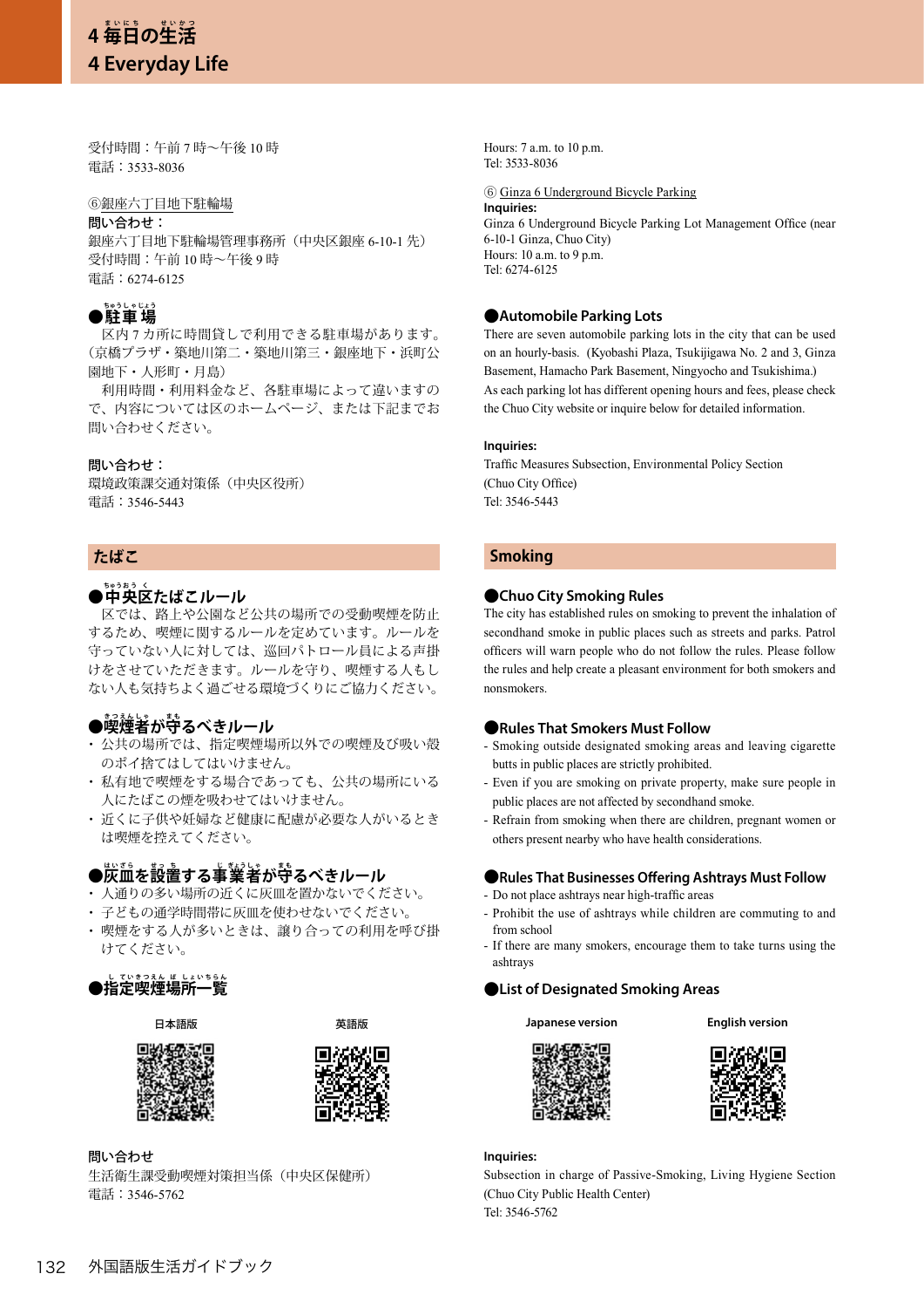# 4 毎日の生活
# 4 Everyday Life

受付時間：午前 7 時～午後 10 時
電話：3533-8036

⑥銀座六丁目地下駐輪場
**問い合わせ：**
銀座六丁目地下駐輪場管理事務所（中央区銀座 6-10-1 先）
受付時間：午前 10 時～午後 9 時
電話：6274-6125

### ●駐車場

区内 7 カ所に時間貸しで利用できる駐車場があります。（京橋プラザ・築地川第二・築地川第三・銀座地下・浜町公園地下・人形町・月島）

利用時間・利用料金など、各駐車場によって違いますので、内容については区のホームページ、または下記までお問い合わせください。

**問い合わせ：**
環境政策課交通対策係（中央区役所）
電話：3546-5443

## たばこ

### ●中央区たばこルール

区では、路上や公園など公共の場所での受動喫煙を防止するため、喫煙に関するルールを定めています。ルールを守っていない人に対しては、巡回パトロール員による声掛けをさせていただきます。ルールを守り、喫煙する人もしない人も気持ちよく過ごせる環境づくりにご協力ください。

### ●喫煙者が守るべきルール

- 公共の場所では、指定喫煙場所以外での喫煙及び吸い殻のポイ捨てはしてはいけません。
- 私有地で喫煙をする場合であっても、公共の場所にいる人にたばこの煙を吸わせてはいけません。
- 近くに子供や妊婦など健康に配慮が必要な人がいるときは喫煙を控えてください。

### ●灰皿を設置する事業者が守るべきルール

- 人通りの多い場所の近くに灰皿を置かないでください。
- 子どもの通学時間帯に灰皿を使わせないでください。
- 喫煙をする人が多いときは、譲り合っての利用を呼び掛けてください。

### ●指定喫煙場所一覧

日本語版　英語版

**問い合わせ**
生活衛生課受動喫煙対策担当係（中央区保健所）
電話：3546-5762

---

Hours: 7 a.m. to 10 p.m.
Tel: 3533-8036

⑥ Ginza 6 Underground Bicycle Parking
**Inquiries:**
Ginza 6 Underground Bicycle Parking Lot Management Office (near 6-10-1 Ginza, Chuo City)
Hours: 10 a.m. to 9 p.m.
Tel: 6274-6125

### ●Automobile Parking Lots

There are seven automobile parking lots in the city that can be used on an hourly-basis. (Kyobashi Plaza, Tsukijigawa No. 2 and 3, Ginza Basement, Hamacho Park Basement, Ningyocho and Tsukishima.)
As each parking lot has different opening hours and fees, please check the Chuo City website or inquire below for detailed information.

**Inquiries:**
Traffic Measures Subsection, Environmental Policy Section
(Chuo City Office)
Tel: 3546-5443

## Smoking

### ●Chuo City Smoking Rules

The city has established rules on smoking to prevent the inhalation of secondhand smoke in public places such as streets and parks. Patrol officers will warn people who do not follow the rules. Please follow the rules and help create a pleasant environment for both smokers and nonsmokers.

### ●Rules That Smokers Must Follow

- Smoking outside designated smoking areas and leaving cigarette butts in public places are strictly prohibited.
- Even if you are smoking on private property, make sure people in public places are not affected by secondhand smoke.
- Refrain from smoking when there are children, pregnant women or others present nearby who have health considerations.

### ●Rules That Businesses Offering Ashtrays Must Follow

- Do not place ashtrays near high-traffic areas
- Prohibit the use of ashtrays while children are commuting to and from school
- If there are many smokers, encourage them to take turns using the ashtrays

### ●List of Designated Smoking Areas

Japanese version　English version

**Inquiries:**
Subsection in charge of Passive-Smoking, Living Hygiene Section
(Chuo City Public Health Center)
Tel: 3546-5762